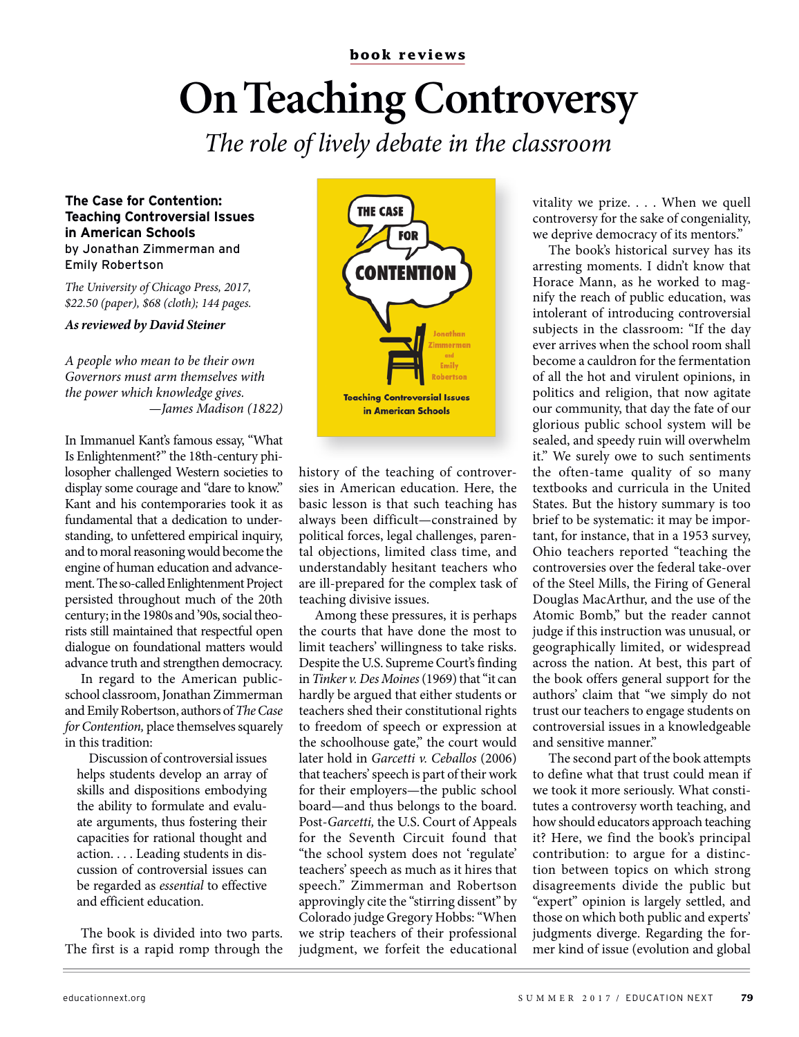book reviews

# On Teaching Controversy

*The role of lively debate in the classroom*

**The Case for Contention: Teaching Controversial Issues in American Schools**
by Jonathan Zimmerman and Emily Robertson

*The University of Chicago Press, 2017, $22.50 (paper), $68 (cloth); 144 pages.*

***As reviewed by David Steiner***

*A people who mean to be their own Governors must arm themselves with the power which knowledge gives.*
*—James Madison (1822)*

In Immanuel Kant's famous essay, "What Is Enlightenment?" the 18th-century philosopher challenged Western societies to display some courage and "dare to know." Kant and his contemporaries took it as fundamental that a dedication to understanding, to unfettered empirical inquiry, and to moral reasoning would become the engine of human education and advancement. The so-called Enlightenment Project persisted throughout much of the 20th century; in the 1980s and '90s, social theorists still maintained that respectful open dialogue on foundational matters would advance truth and strengthen democracy.

In regard to the American public-school classroom, Jonathan Zimmerman and Emily Robertson, authors of *The Case for Contention,* place themselves squarely in this tradition:

> Discussion of controversial issues helps students develop an array of skills and dispositions embodying the ability to formulate and evaluate arguments, thus fostering their capacities for rational thought and action. . . . Leading students in discussion of controversial issues can be regarded as *essential* to effective and efficient education.

The book is divided into two parts. The first is a rapid romp through the history of the teaching of controversies in American education. Here, the basic lesson is that such teaching has always been difficult—constrained by political forces, legal challenges, parental objections, limited class time, and understandably hesitant teachers who are ill-prepared for the complex task of teaching divisive issues.

Among these pressures, it is perhaps the courts that have done the most to limit teachers' willingness to take risks. Despite the U.S. Supreme Court's finding in *Tinker v. Des Moines* (1969) that "it can hardly be argued that either students or teachers shed their constitutional rights to freedom of speech or expression at the schoolhouse gate," the court would later hold in *Garcetti v. Ceballos* (2006) that teachers' speech is part of their work for their employers—the public school board—and thus belongs to the board. Post-*Garcetti,* the U.S. Court of Appeals for the Seventh Circuit found that "the school system does not 'regulate' teachers' speech as much as it hires that speech." Zimmerman and Robertson approvingly cite the "stirring dissent" by Colorado judge Gregory Hobbs: "When we strip teachers of their professional judgment, we forfeit the educational vitality we prize. . . . When we quell controversy for the sake of congeniality, we deprive democracy of its mentors."

The book's historical survey has its arresting moments. I didn't know that Horace Mann, as he worked to magnify the reach of public education, was intolerant of introducing controversial subjects in the classroom: "If the day ever arrives when the school room shall become a cauldron for the fermentation of all the hot and virulent opinions, in politics and religion, that now agitate our community, that day the fate of our glorious public school system will be sealed, and speedy ruin will overwhelm it." We surely owe to such sentiments the often-tame quality of so many textbooks and curricula in the United States. But the history summary is too brief to be systematic: it may be important, for instance, that in a 1953 survey, Ohio teachers reported "teaching the controversies over the federal take-over of the Steel Mills, the Firing of General Douglas MacArthur, and the use of the Atomic Bomb," but the reader cannot judge if this instruction was unusual, or geographically limited, or widespread across the nation. At best, this part of the book offers general support for the authors' claim that "we simply do not trust our teachers to engage students on controversial issues in a knowledgeable and sensitive manner."

The second part of the book attempts to define what that trust could mean if we took it more seriously. What constitutes a controversy worth teaching, and how should educators approach teaching it? Here, we find the book's principal contribution: to argue for a distinction between topics on which strong disagreements divide the public but "expert" opinion is largely settled, and those on which both public and experts' judgments diverge. Regarding the former kind of issue (evolution and global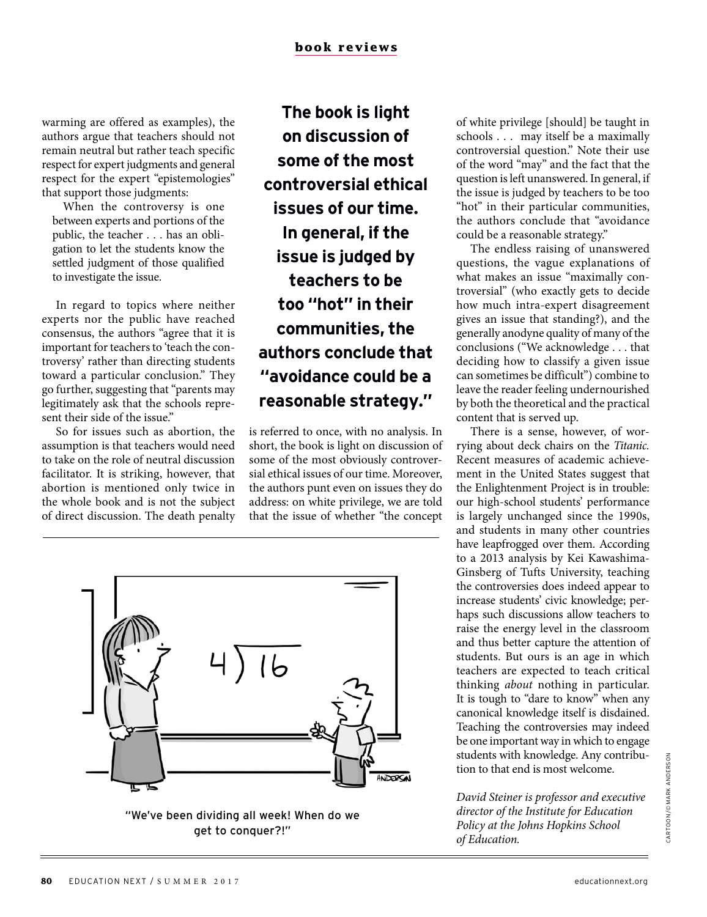warming are offered as examples), the authors argue that teachers should not remain neutral but rather teach specific respect for expert judgments and general respect for the expert "epistemologies" that support those judgments:

> When the controversy is one between experts and portions of the public, the teacher . . . has an obligation to let the students know the settled judgment of those qualified to investigate the issue.

In regard to topics where neither experts nor the public have reached consensus, the authors "agree that it is important for teachers to 'teach the controversy' rather than directing students toward a particular conclusion." They go further, suggesting that "parents may legitimately ask that the schools represent their side of the issue."

So for issues such as abortion, the assumption is that teachers would need to take on the role of neutral discussion facilitator. It is striking, however, that abortion is mentioned only twice in the whole book and is not the subject of direct discussion. The death penalty is referred to once, with no analysis. In short, the book is light on discussion of some of the most obviously controversial ethical issues of our time. Moreover, the authors punt even on issues they do address: on white privilege, we are told that the issue of whether "the concept of white privilege [should] be taught in schools . . . may itself be a maximally controversial question." Note their use of the word "may" and the fact that the question is left unanswered. In general, if the issue is judged by teachers to be too "hot" in their particular communities, the authors conclude that "avoidance could be a reasonable strategy."

**The book is light on discussion of some of the most controversial ethical issues of our time. In general, if the issue is judged by teachers to be too "hot" in their communities, the authors conclude that "avoidance could be a reasonable strategy."**

The endless raising of unanswered questions, the vague explanations of what makes an issue "maximally controversial" (who exactly gets to decide how much intra-expert disagreement gives an issue that standing?), and the generally anodyne quality of many of the conclusions ("We acknowledge . . . that deciding how to classify a given issue can sometimes be difficult") combine to leave the reader feeling undernourished by both the theoretical and the practical content that is served up.

There is a sense, however, of worrying about deck chairs on the *Titanic*. Recent measures of academic achievement in the United States suggest that the Enlightenment Project is in trouble: our high-school students' performance is largely unchanged since the 1990s, and students in many other countries have leapfrogged over them. According to a 2013 analysis by Kei Kawashima-Ginsberg of Tufts University, teaching the controversies does indeed appear to increase students' civic knowledge; perhaps such discussions allow teachers to raise the energy level in the classroom and thus better capture the attention of students. But ours is an age in which teachers are expected to teach critical thinking *about* nothing in particular. It is tough to "dare to know" when any canonical knowledge itself is disdained. Teaching the controversies may indeed be one important way in which to engage students with knowledge. Any contribution to that end is most welcome.

"We've been dividing all week! When do we get to conquer?!"

CARTOON/© MARK ANDERSON

*David Steiner is professor and executive director of the Institute for Education Policy at the Johns Hopkins School of Education.*